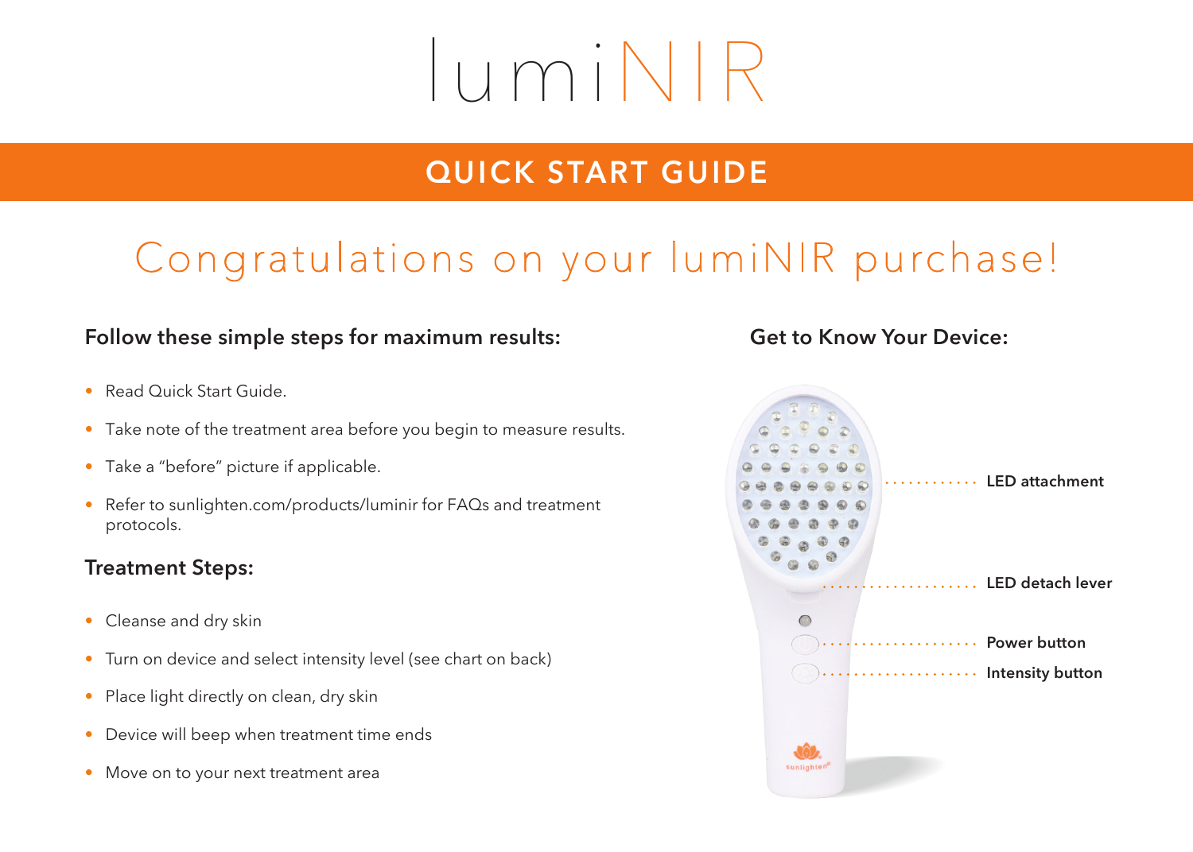# lumiNIR

## QUICK START GUIDE

## Congratulations on your lumiNIR purchase!

### Follow these simple steps for maximum results:

- Read Quick Start Guide.
- Take note of the treatment area before you begin to measure results.
- Take a "before" picture if applicable.
- Refer to sunlighten.com/products/luminir for FAQs and treatment protocols.

### Treatment Steps:

- Cleanse and dry skin
- Turn on device and select intensity level (see chart on back)
- Place light directly on clean, dry skin
- Device will beep when treatment time ends
- Move on to your next treatment area

### Get to Know Your Device:

**LED attachment**

**LED detach lever**

**Power button**

**Intensity button**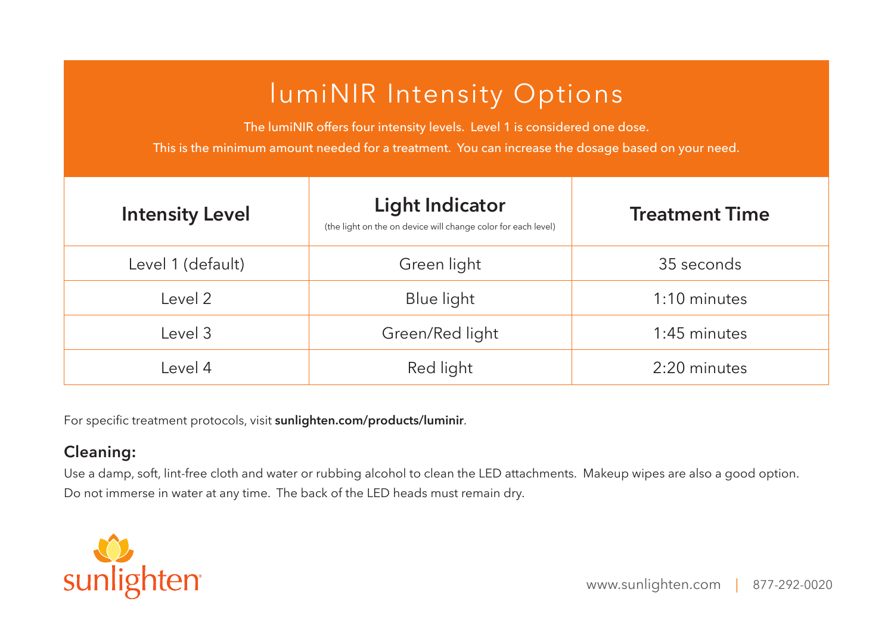# lumiNIR Intensity Options

The lumiNIR offers four intensity levels. Level 1 is considered one dose.

This is the minimum amount needed for a treatment. You can increase the dosage based on your need.

| Intensity Level | Light Indicator (the light on the on device will change color for each level) | Treatment Time |
|---|---|---|
| Level 1 (default) | Green light | 35 seconds |
| Level 2 | Blue light | 1:10 minutes |
| Level 3 | Green/Red light | 1:45 minutes |
| Level 4 | Red light | 2:20 minutes |

For specific treatment protocols, visit **sunlighten.com/products/luminir**.

## Cleaning:

Use a damp, soft, lint-free cloth and water or rubbing alcohol to clean the LED attachments. Makeup wipes are also a good option. Do not immerse in water at any time. The back of the LED heads must remain dry.

sunlighten

www.sunlighten.com | 877-292-0020